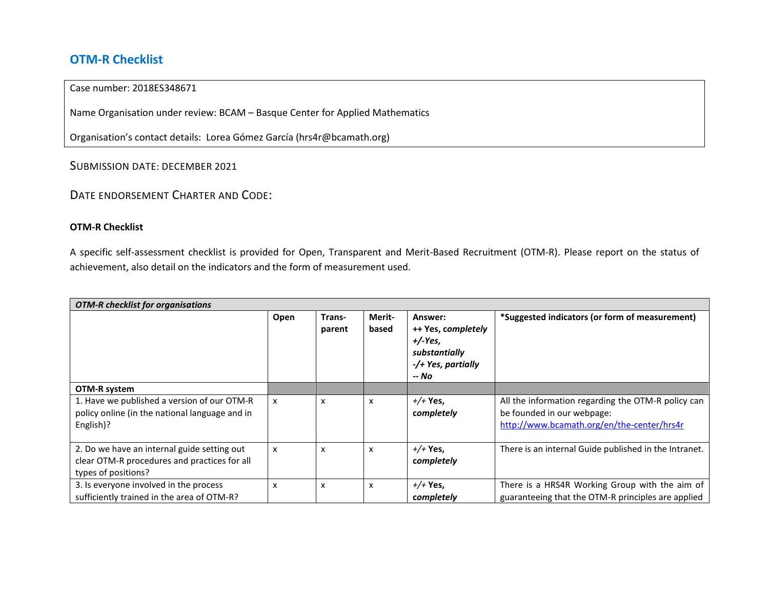## OTM-R Checklist

Case number: 2018ES348671

Name Organisation under review: BCAM – Basque Center for Applied Mathematics

Organisation's contact details: Lorea Gómez García (hrs4r@bcamath.org)

SUBMISSION DATE: DECEMBER 2021

DATE ENDORSEMENT CHARTER AND CODE:

**OTM-R Checklist**

A specific self-assessment checklist is provided for Open, Transparent and Merit-Based Recruitment (OTM-R). Please report on the status of achievement, also detail on the indicators and the form of measurement used.

| ***OTM-R checklist for organisations*** | | | | | |
|---|---|---|---|---|---|
| | **Open** | **Trans-parent** | **Merit-based** | **Answer:**<br>**++ Yes, *completely***<br>***+/-Yes, substantially***<br>***-/+ Yes, partially***<br>***-- No*** | **\*Suggested indicators (or form of measurement)** |
| **OTM-R system** | | | | | |
| 1. Have we published a version of our OTM-R policy online (in the national language and in English)? | x | x | x | *+/+* **Yes, *completely*** | All the information regarding the OTM-R policy can be founded in our webpage: http://www.bcamath.org/en/the-center/hrs4r |
| 2. Do we have an internal guide setting out clear OTM-R procedures and practices for all types of positions? | x | x | x | *+/+* **Yes, *completely*** | There is an internal Guide published in the Intranet. |
| 3. Is everyone involved in the process sufficiently trained in the area of OTM-R? | x | x | x | *+/+* **Yes, *completely*** | There is a HRS4R Working Group with the aim of guaranteeing that the OTM-R principles are applied |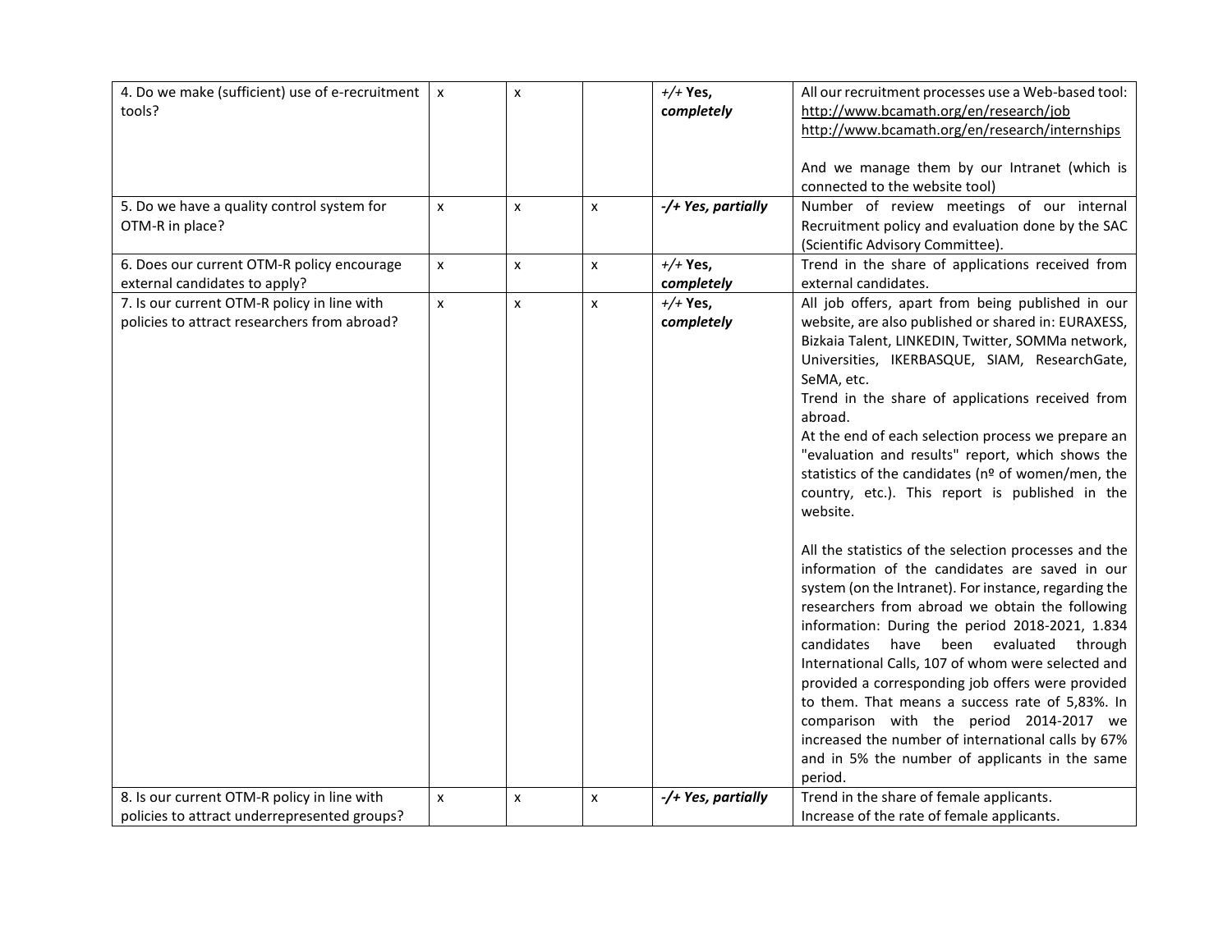| | | | | | |
|---|---|---|---|---|---|
| 4. Do we make (sufficient) use of e-recruitment tools? | x | x | | +/+ **Yes, *completely*** | All our recruitment processes use a Web-based tool: http://www.bcamath.org/en/research/job http://www.bcamath.org/en/research/internships<br><br>And we manage them by our Intranet (which is connected to the website tool) |
| 5. Do we have a quality control system for OTM-R in place? | x | x | x | ***-/+ Yes, partially*** | Number of review meetings of our internal Recruitment policy and evaluation done by the SAC (Scientific Advisory Committee). |
| 6. Does our current OTM-R policy encourage external candidates to apply? | x | x | x | +/+ **Yes, *completely*** | Trend in the share of applications received from external candidates. |
| 7. Is our current OTM-R policy in line with policies to attract researchers from abroad? | x | x | x | +/+ **Yes, *completely*** | All job offers, apart from being published in our website, are also published or shared in: EURAXESS, Bizkaia Talent, LINKEDIN, Twitter, SOMMa network, Universities, IKERBASQUE, SIAM, ResearchGate, SeMA, etc.<br>Trend in the share of applications received from abroad.<br>At the end of each selection process we prepare an "evaluation and results" report, which shows the statistics of the candidates (nº of women/men, the country, etc.). This report is published in the website.<br><br>All the statistics of the selection processes and the information of the candidates are saved in our system (on the Intranet). For instance, regarding the researchers from abroad we obtain the following information: During the period 2018-2021, 1.834 candidates have been evaluated through International Calls, 107 of whom were selected and provided a corresponding job offers were provided to them. That means a success rate of 5,83%. In comparison with the period 2014-2017 we increased the number of international calls by 67% and in 5% the number of applicants in the same period. |
| 8. Is our current OTM-R policy in line with policies to attract underrepresented groups? | x | x | x | ***-/+ Yes, partially*** | Trend in the share of female applicants.<br>Increase of the rate of female applicants. |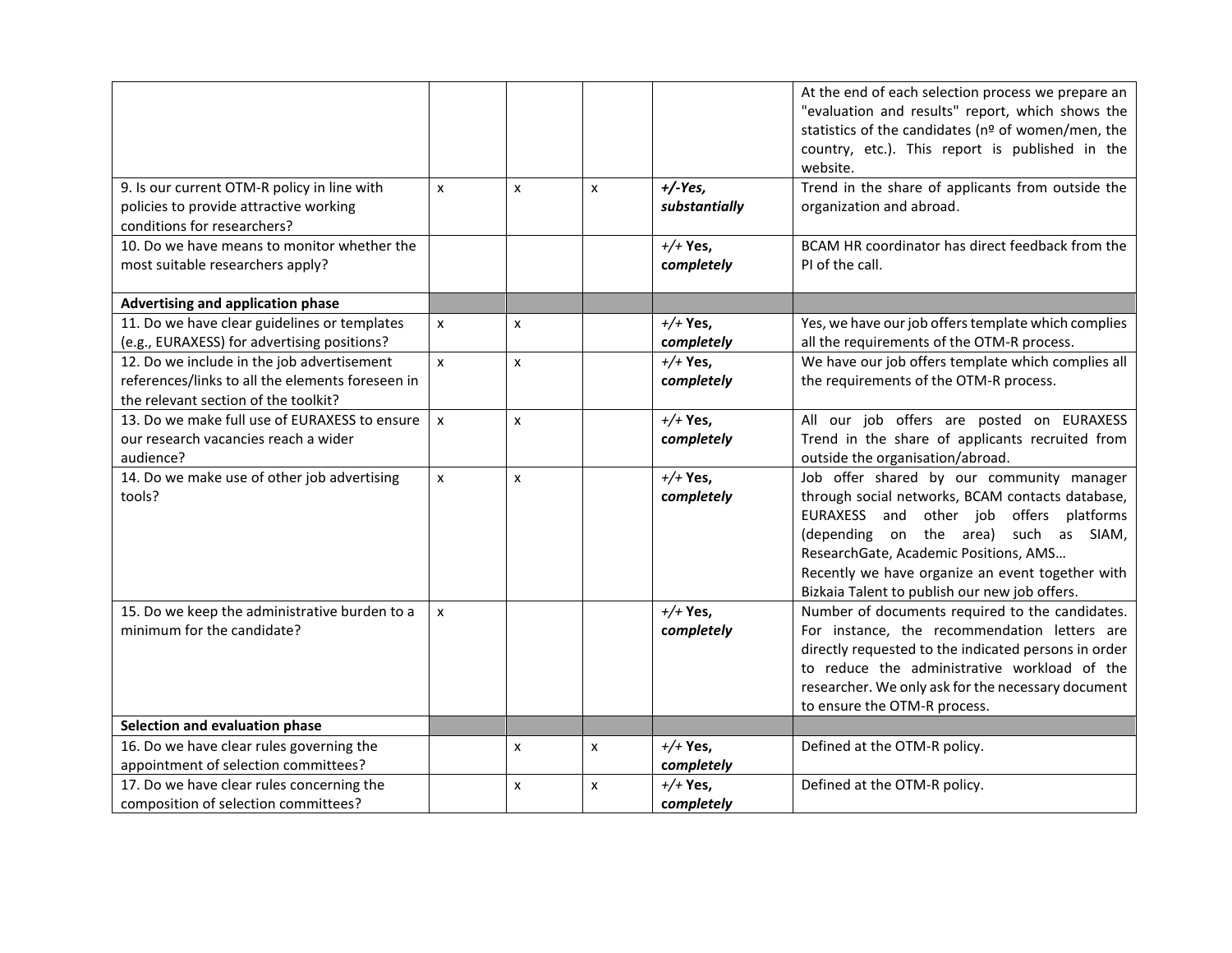| | | | | | |
|---|---|---|---|---|---|
| | | | | | At the end of each selection process we prepare an "evaluation and results" report, which shows the statistics of the candidates (nº of women/men, the country, etc.). This report is published in the website. |
| 9. Is our current OTM-R policy in line with policies to provide attractive working conditions for researchers? | x | x | x | ***+/-Yes, substantially*** | Trend in the share of applicants from outside the organization and abroad. |
| 10. Do we have means to monitor whether the most suitable researchers apply? | | | | *+/+* ***Yes, completely*** | BCAM HR coordinator has direct feedback from the PI of the call. |
| **Advertising and application phase** | | | | | |
| 11. Do we have clear guidelines or templates (e.g., EURAXESS) for advertising positions? | x | x | | *+/+* ***Yes, completely*** | Yes, we have our job offers template which complies all the requirements of the OTM-R process. |
| 12. Do we include in the job advertisement references/links to all the elements foreseen in the relevant section of the toolkit? | x | x | | *+/+* ***Yes, completely*** | We have our job offers template which complies all the requirements of the OTM-R process. |
| 13. Do we make full use of EURAXESS to ensure our research vacancies reach a wider audience? | x | x | | *+/+* ***Yes, completely*** | All our job offers are posted on EURAXESS Trend in the share of applicants recruited from outside the organisation/abroad. |
| 14. Do we make use of other job advertising tools? | x | x | | *+/+* ***Yes, completely*** | Job offer shared by our community manager through social networks, BCAM contacts database, EURAXESS and other job offers platforms (depending on the area) such as SIAM, ResearchGate, Academic Positions, AMS… Recently we have organize an event together with Bizkaia Talent to publish our new job offers. |
| 15. Do we keep the administrative burden to a minimum for the candidate? | x | | | *+/+* ***Yes, completely*** | Number of documents required to the candidates. For instance, the recommendation letters are directly requested to the indicated persons in order to reduce the administrative workload of the researcher. We only ask for the necessary document to ensure the OTM-R process. |
| **Selection and evaluation phase** | | | | | |
| 16. Do we have clear rules governing the appointment of selection committees? | | x | x | *+/+* ***Yes, completely*** | Defined at the OTM-R policy. |
| 17. Do we have clear rules concerning the composition of selection committees? | | x | x | *+/+* ***Yes, completely*** | Defined at the OTM-R policy. |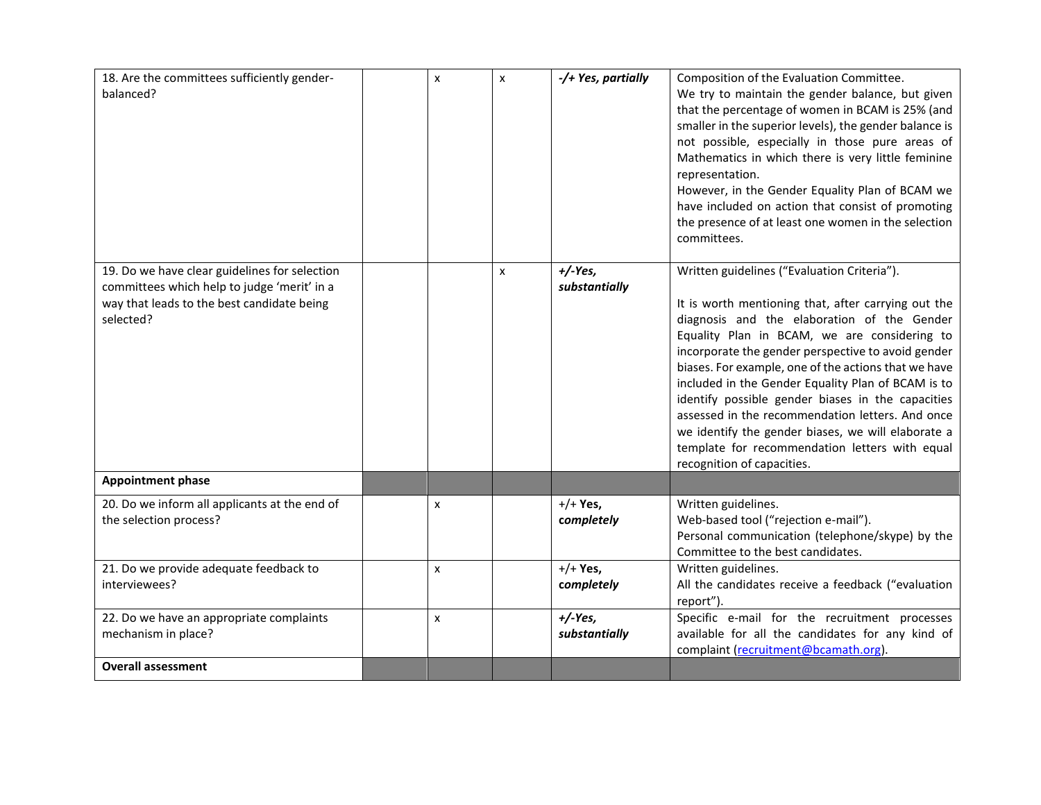| | | | | | |
|---|---|---|---|---|---|
| 18. Are the committees sufficiently gender-balanced? | | x | x | ***-/+ Yes, partially*** | Composition of the Evaluation Committee.<br>We try to maintain the gender balance, but given that the percentage of women in BCAM is 25% (and smaller in the superior levels), the gender balance is not possible, especially in those pure areas of Mathematics in which there is very little feminine representation.<br>However, in the Gender Equality Plan of BCAM we have included on action that consist of promoting the presence of at least one women in the selection committees. |
| 19. Do we have clear guidelines for selection committees which help to judge 'merit' in a way that leads to the best candidate being selected? | | | x | ***+/-Yes, substantially*** | Written guidelines ("Evaluation Criteria").<br><br>It is worth mentioning that, after carrying out the diagnosis and the elaboration of the Gender Equality Plan in BCAM, we are considering to incorporate the gender perspective to avoid gender biases. For example, one of the actions that we have included in the Gender Equality Plan of BCAM is to identify possible gender biases in the capacities assessed in the recommendation letters. And once we identify the gender biases, we will elaborate a template for recommendation letters with equal recognition of capacities. |
| **Appointment phase** | | | | | |
| 20. Do we inform all applicants at the end of the selection process? | | x | | +/+ ***Yes, completely*** | Written guidelines.<br>Web-based tool ("rejection e-mail").<br>Personal communication (telephone/skype) by the Committee to the best candidates. |
| 21. Do we provide adequate feedback to interviewees? | | x | | +/+ ***Yes, completely*** | Written guidelines.<br>All the candidates receive a feedback ("evaluation report"). |
| 22. Do we have an appropriate complaints mechanism in place? | | x | | ***+/-Yes, substantially*** | Specific e-mail for the recruitment processes available for all the candidates for any kind of complaint (recruitment@bcamath.org). |
| **Overall assessment** | | | | | |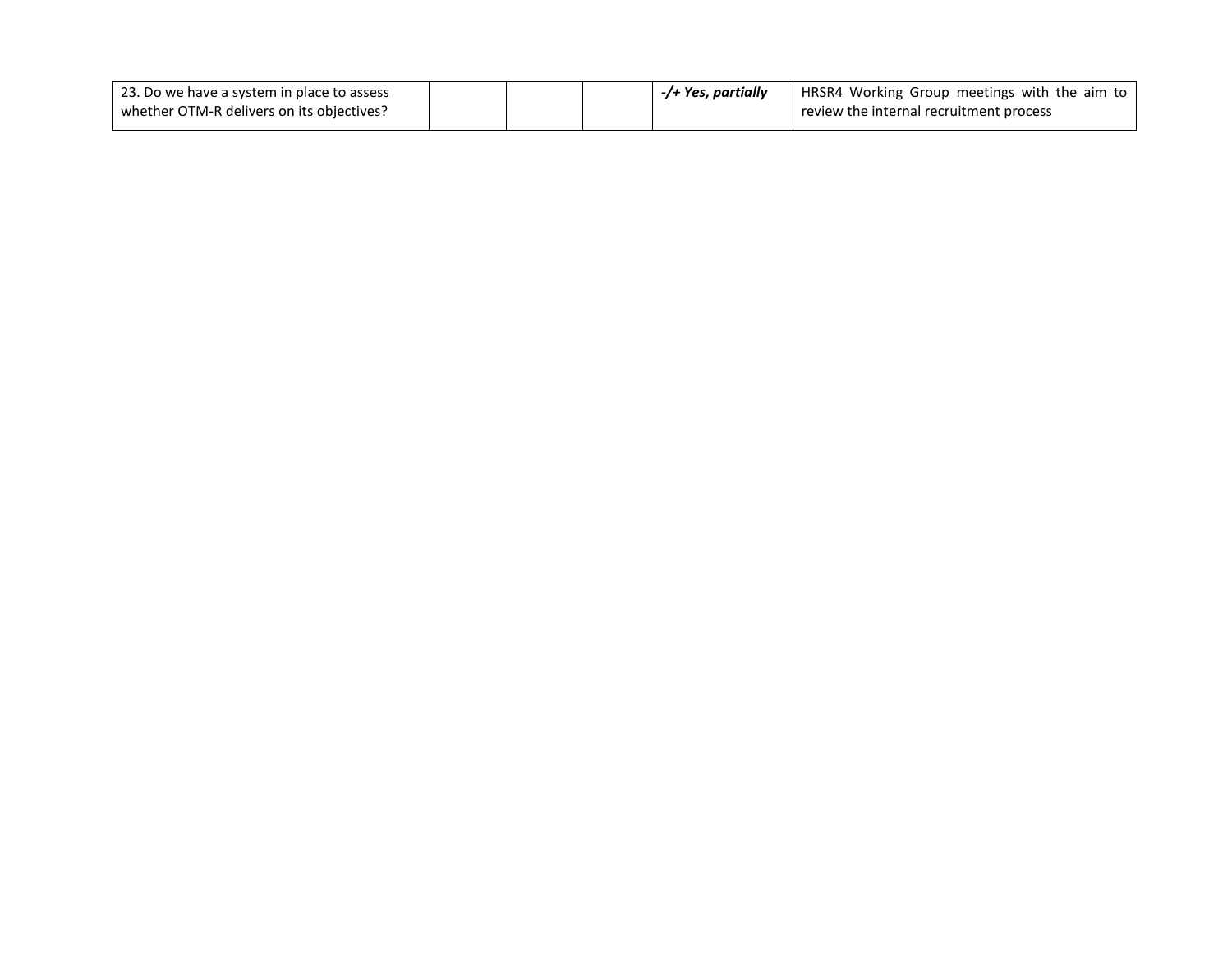| | | | | | |
|---|---|---|---|---|---|
| 23. Do we have a system in place to assess whether OTM-R delivers on its objectives? | | | | ***-/+ Yes, partially*** | HRSR4 Working Group meetings with the aim to review the internal recruitment process |